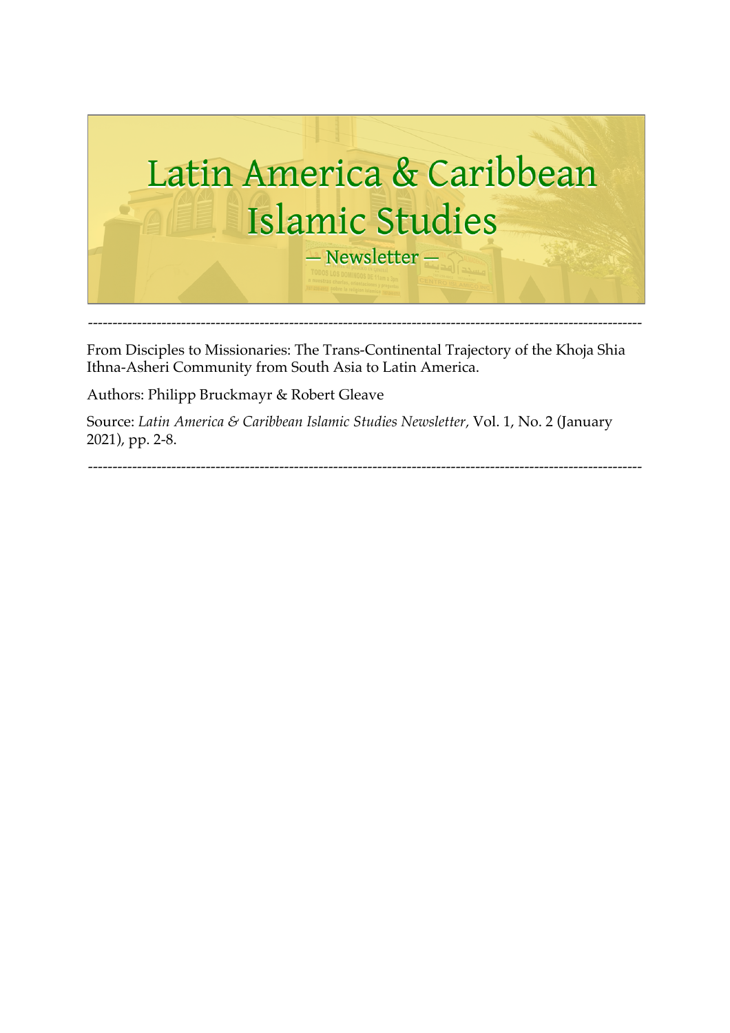# Latin America & Caribbean Islamic Studies

— Newsletter —

---

From Disciples to Missionaries: The Trans-Continental Trajectory of the Khoja Shia Ithna-Asheri Community from South Asia to Latin America.

Authors: Philipp Bruckmayr & Robert Gleave

Source: *Latin America & Caribbean Islamic Studies Newsletter,* Vol. 1, No. 2 (January 2021), pp. 2-8.

---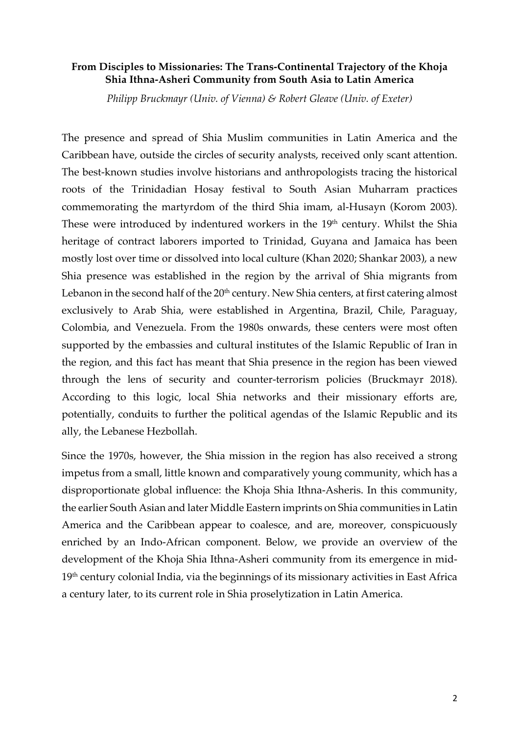**From Disciples to Missionaries: The Trans-Continental Trajectory of the Khoja Shia Ithna-Asheri Community from South Asia to Latin America**

*Philipp Bruckmayr (Univ. of Vienna) & Robert Gleave (Univ. of Exeter)*

The presence and spread of Shia Muslim communities in Latin America and the Caribbean have, outside the circles of security analysts, received only scant attention. The best-known studies involve historians and anthropologists tracing the historical roots of the Trinidadian Hosay festival to South Asian Muharram practices commemorating the martyrdom of the third Shia imam, al-Husayn (Korom 2003). These were introduced by indentured workers in the 19th century. Whilst the Shia heritage of contract laborers imported to Trinidad, Guyana and Jamaica has been mostly lost over time or dissolved into local culture (Khan 2020; Shankar 2003), a new Shia presence was established in the region by the arrival of Shia migrants from Lebanon in the second half of the 20th century. New Shia centers, at first catering almost exclusively to Arab Shia, were established in Argentina, Brazil, Chile, Paraguay, Colombia, and Venezuela. From the 1980s onwards, these centers were most often supported by the embassies and cultural institutes of the Islamic Republic of Iran in the region, and this fact has meant that Shia presence in the region has been viewed through the lens of security and counter-terrorism policies (Bruckmayr 2018). According to this logic, local Shia networks and their missionary efforts are, potentially, conduits to further the political agendas of the Islamic Republic and its ally, the Lebanese Hezbollah.

Since the 1970s, however, the Shia mission in the region has also received a strong impetus from a small, little known and comparatively young community, which has a disproportionate global influence: the Khoja Shia Ithna-Asheris. In this community, the earlier South Asian and later Middle Eastern imprints on Shia communities in Latin America and the Caribbean appear to coalesce, and are, moreover, conspicuously enriched by an Indo-African component. Below, we provide an overview of the development of the Khoja Shia Ithna-Asheri community from its emergence in mid-19th century colonial India, via the beginnings of its missionary activities in East Africa a century later, to its current role in Shia proselytization in Latin America.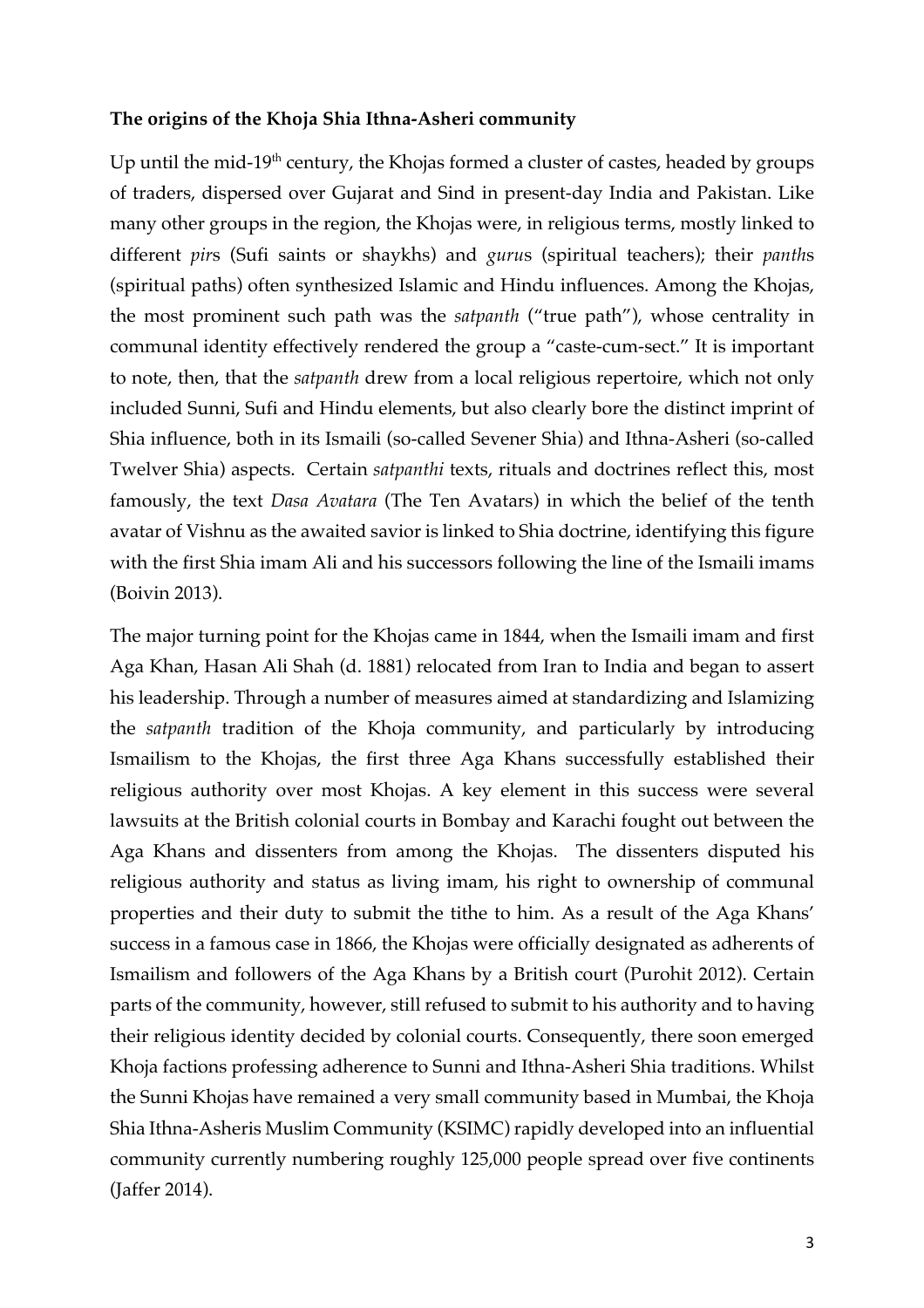**The origins of the Khoja Shia Ithna-Asheri community**

Up until the mid-19th century, the Khojas formed a cluster of castes, headed by groups of traders, dispersed over Gujarat and Sind in present-day India and Pakistan. Like many other groups in the region, the Khojas were, in religious terms, mostly linked to different *pir*s (Sufi saints or shaykhs) and *guru*s (spiritual teachers); their *panth*s (spiritual paths) often synthesized Islamic and Hindu influences. Among the Khojas, the most prominent such path was the *satpanth* ("true path"), whose centrality in communal identity effectively rendered the group a "caste-cum-sect." It is important to note, then, that the *satpanth* drew from a local religious repertoire, which not only included Sunni, Sufi and Hindu elements, but also clearly bore the distinct imprint of Shia influence, both in its Ismaili (so-called Sevener Shia) and Ithna-Asheri (so-called Twelver Shia) aspects. Certain *satpanthi* texts, rituals and doctrines reflect this, most famously, the text *Dasa Avatara* (The Ten Avatars) in which the belief of the tenth avatar of Vishnu as the awaited savior is linked to Shia doctrine, identifying this figure with the first Shia imam Ali and his successors following the line of the Ismaili imams (Boivin 2013).

The major turning point for the Khojas came in 1844, when the Ismaili imam and first Aga Khan, Hasan Ali Shah (d. 1881) relocated from Iran to India and began to assert his leadership. Through a number of measures aimed at standardizing and Islamizing the *satpanth* tradition of the Khoja community, and particularly by introducing Ismailism to the Khojas, the first three Aga Khans successfully established their religious authority over most Khojas. A key element in this success were several lawsuits at the British colonial courts in Bombay and Karachi fought out between the Aga Khans and dissenters from among the Khojas. The dissenters disputed his religious authority and status as living imam, his right to ownership of communal properties and their duty to submit the tithe to him. As a result of the Aga Khans' success in a famous case in 1866, the Khojas were officially designated as adherents of Ismailism and followers of the Aga Khans by a British court (Purohit 2012). Certain parts of the community, however, still refused to submit to his authority and to having their religious identity decided by colonial courts. Consequently, there soon emerged Khoja factions professing adherence to Sunni and Ithna-Asheri Shia traditions. Whilst the Sunni Khojas have remained a very small community based in Mumbai, the Khoja Shia Ithna-Asheris Muslim Community (KSIMC) rapidly developed into an influential community currently numbering roughly 125,000 people spread over five continents (Jaffer 2014).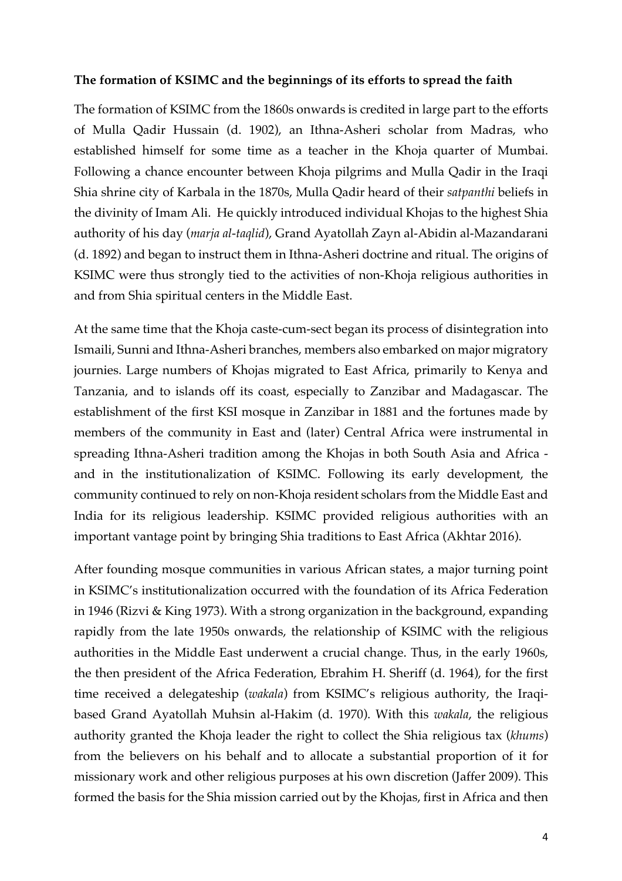**The formation of KSIMC and the beginnings of its efforts to spread the faith**

The formation of KSIMC from the 1860s onwards is credited in large part to the efforts of Mulla Qadir Hussain (d. 1902), an Ithna-Asheri scholar from Madras, who established himself for some time as a teacher in the Khoja quarter of Mumbai. Following a chance encounter between Khoja pilgrims and Mulla Qadir in the Iraqi Shia shrine city of Karbala in the 1870s, Mulla Qadir heard of their *satpanthi* beliefs in the divinity of Imam Ali. He quickly introduced individual Khojas to the highest Shia authority of his day (*marja al-taqlid*), Grand Ayatollah Zayn al-Abidin al-Mazandarani (d. 1892) and began to instruct them in Ithna-Asheri doctrine and ritual. The origins of KSIMC were thus strongly tied to the activities of non-Khoja religious authorities in and from Shia spiritual centers in the Middle East.

At the same time that the Khoja caste-cum-sect began its process of disintegration into Ismaili, Sunni and Ithna-Asheri branches, members also embarked on major migratory journeys. Large numbers of Khojas migrated to East Africa, primarily to Kenya and Tanzania, and to islands off its coast, especially to Zanzibar and Madagascar. The establishment of the first KSI mosque in Zanzibar in 1881 and the fortunes made by members of the community in East and (later) Central Africa were instrumental in spreading Ithna-Asheri tradition among the Khojas in both South Asia and Africa - and in the institutionalization of KSIMC. Following its early development, the community continued to rely on non-Khoja resident scholars from the Middle East and India for its religious leadership. KSIMC provided religious authorities with an important vantage point by bringing Shia traditions to East Africa (Akhtar 2016).

After founding mosque communities in various African states, a major turning point in KSIMC's institutionalization occurred with the foundation of its Africa Federation in 1946 (Rizvi & King 1973). With a strong organization in the background, expanding rapidly from the late 1950s onwards, the relationship of KSIMC with the religious authorities in the Middle East underwent a crucial change. Thus, in the early 1960s, the then president of the Africa Federation, Ebrahim H. Sheriff (d. 1964), for the first time received a delegateship (*wakala*) from KSIMC's religious authority, the Iraqi-based Grand Ayatollah Muhsin al-Hakim (d. 1970). With this *wakala*, the religious authority granted the Khoja leader the right to collect the Shia religious tax (*khums*) from the believers on his behalf and to allocate a substantial proportion of it for missionary work and other religious purposes at his own discretion (Jaffer 2009). This formed the basis for the Shia mission carried out by the Khojas, first in Africa and then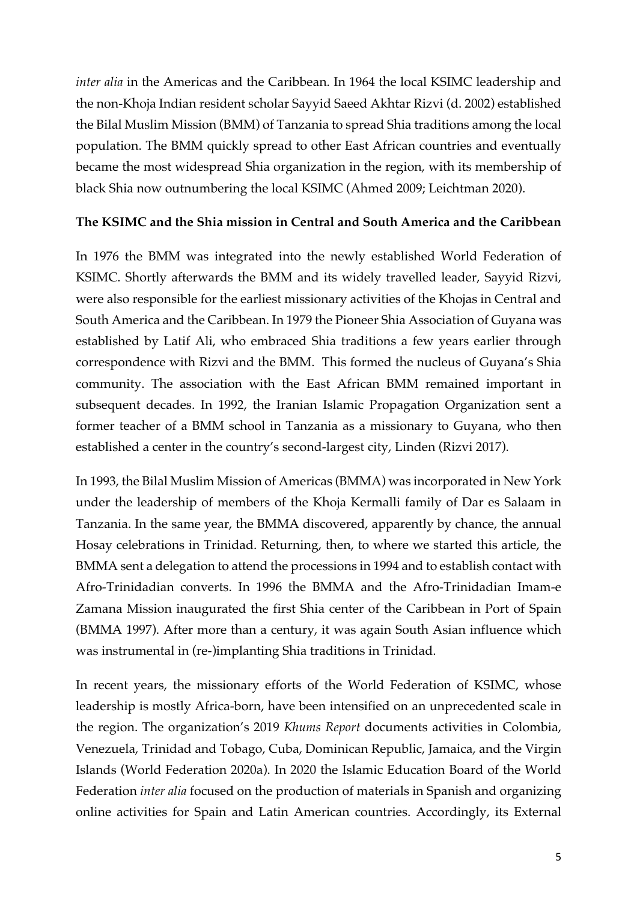*inter alia* in the Americas and the Caribbean. In 1964 the local KSIMC leadership and the non-Khoja Indian resident scholar Sayyid Saeed Akhtar Rizvi (d. 2002) established the Bilal Muslim Mission (BMM) of Tanzania to spread Shia traditions among the local population. The BMM quickly spread to other East African countries and eventually became the most widespread Shia organization in the region, with its membership of black Shia now outnumbering the local KSIMC (Ahmed 2009; Leichtman 2020).

**The KSIMC and the Shia mission in Central and South America and the Caribbean**

In 1976 the BMM was integrated into the newly established World Federation of KSIMC. Shortly afterwards the BMM and its widely travelled leader, Sayyid Rizvi, were also responsible for the earliest missionary activities of the Khojas in Central and South America and the Caribbean. In 1979 the Pioneer Shia Association of Guyana was established by Latif Ali, who embraced Shia traditions a few years earlier through correspondence with Rizvi and the BMM. This formed the nucleus of Guyana's Shia community. The association with the East African BMM remained important in subsequent decades. In 1992, the Iranian Islamic Propagation Organization sent a former teacher of a BMM school in Tanzania as a missionary to Guyana, who then established a center in the country's second-largest city, Linden (Rizvi 2017).

In 1993, the Bilal Muslim Mission of Americas (BMMA) was incorporated in New York under the leadership of members of the Khoja Kermalli family of Dar es Salaam in Tanzania. In the same year, the BMMA discovered, apparently by chance, the annual Hosay celebrations in Trinidad. Returning, then, to where we started this article, the BMMA sent a delegation to attend the processions in 1994 and to establish contact with Afro-Trinidadian converts. In 1996 the BMMA and the Afro-Trinidadian Imam-e Zamana Mission inaugurated the first Shia center of the Caribbean in Port of Spain (BMMA 1997). After more than a century, it was again South Asian influence which was instrumental in (re-)implanting Shia traditions in Trinidad.

In recent years, the missionary efforts of the World Federation of KSIMC, whose leadership is mostly Africa-born, have been intensified on an unprecedented scale in the region. The organization's 2019 *Khums Report* documents activities in Colombia, Venezuela, Trinidad and Tobago, Cuba, Dominican Republic, Jamaica, and the Virgin Islands (World Federation 2020a). In 2020 the Islamic Education Board of the World Federation *inter alia* focused on the production of materials in Spanish and organizing online activities for Spain and Latin American countries. Accordingly, its External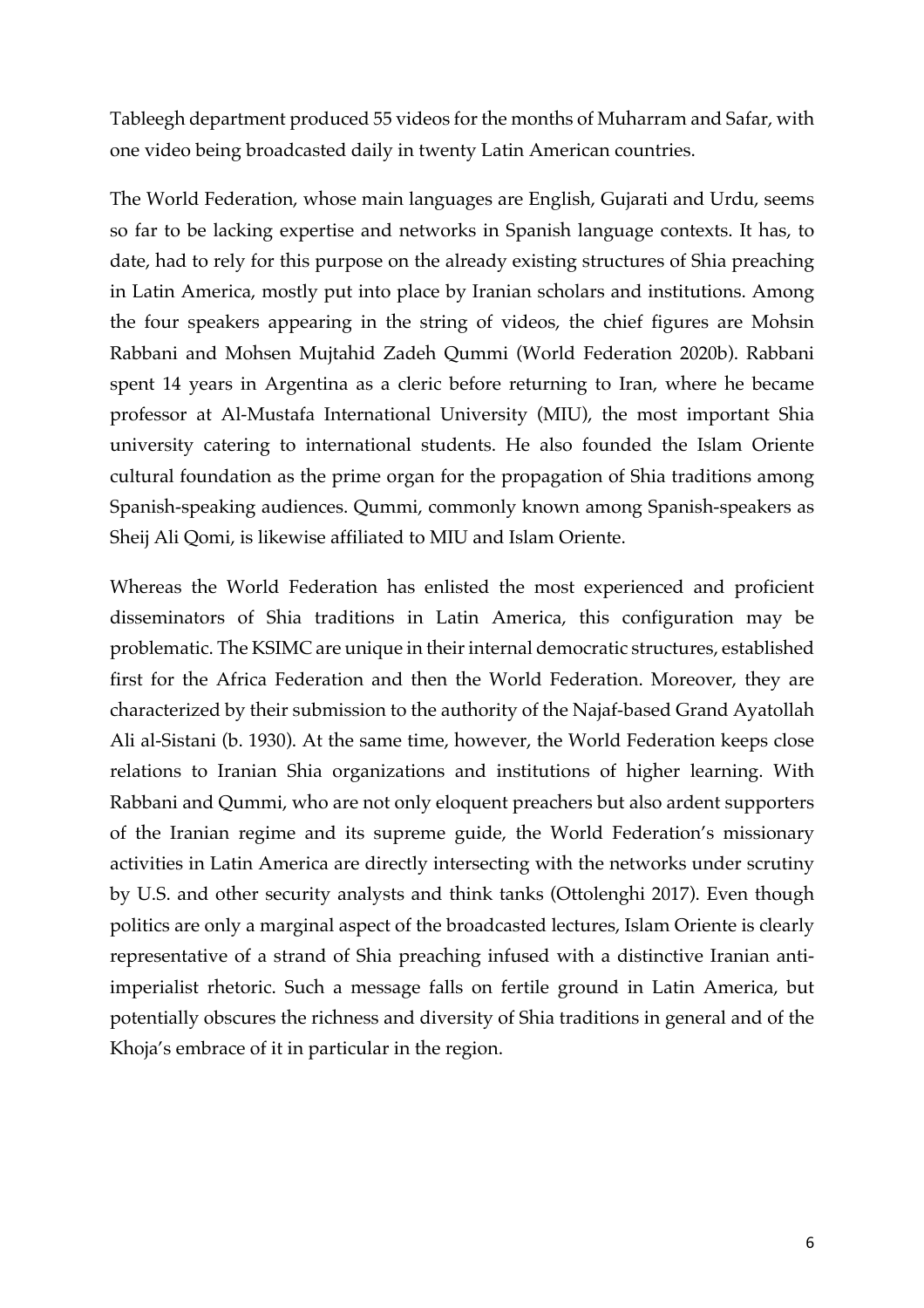Tableegh department produced 55 videos for the months of Muharram and Safar, with one video being broadcasted daily in twenty Latin American countries.

The World Federation, whose main languages are English, Gujarati and Urdu, seems so far to be lacking expertise and networks in Spanish language contexts. It has, to date, had to rely for this purpose on the already existing structures of Shia preaching in Latin America, mostly put into place by Iranian scholars and institutions. Among the four speakers appearing in the string of videos, the chief figures are Mohsin Rabbani and Mohsen Mujtahid Zadeh Qummi (World Federation 2020b). Rabbani spent 14 years in Argentina as a cleric before returning to Iran, where he became professor at Al-Mustafa International University (MIU), the most important Shia university catering to international students. He also founded the Islam Oriente cultural foundation as the prime organ for the propagation of Shia traditions among Spanish-speaking audiences. Qummi, commonly known among Spanish-speakers as Sheij Ali Qomi, is likewise affiliated to MIU and Islam Oriente.

Whereas the World Federation has enlisted the most experienced and proficient disseminators of Shia traditions in Latin America, this configuration may be problematic. The KSIMC are unique in their internal democratic structures, established first for the Africa Federation and then the World Federation. Moreover, they are characterized by their submission to the authority of the Najaf-based Grand Ayatollah Ali al-Sistani (b. 1930). At the same time, however, the World Federation keeps close relations to Iranian Shia organizations and institutions of higher learning. With Rabbani and Qummi, who are not only eloquent preachers but also ardent supporters of the Iranian regime and its supreme guide, the World Federation's missionary activities in Latin America are directly intersecting with the networks under scrutiny by U.S. and other security analysts and think tanks (Ottolenghi 2017). Even though politics are only a marginal aspect of the broadcasted lectures, Islam Oriente is clearly representative of a strand of Shia preaching infused with a distinctive Iranian anti-imperialist rhetoric. Such a message falls on fertile ground in Latin America, but potentially obscures the richness and diversity of Shia traditions in general and of the Khoja's embrace of it in particular in the region.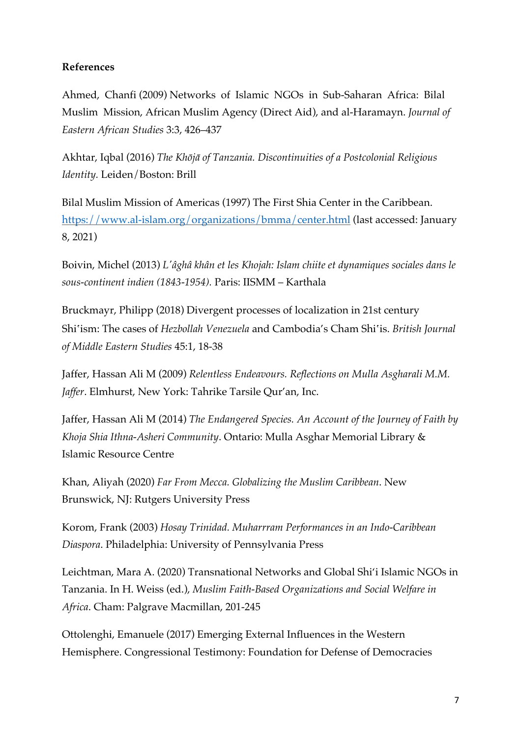**References**

Ahmed, Chanfi (2009) Networks of Islamic NGOs in Sub-Saharan Africa: Bilal Muslim Mission, African Muslim Agency (Direct Aid), and al-Haramayn. *Journal of Eastern African Studies* 3:3, 426–437

Akhtar, Iqbal (2016) *The Khōjā of Tanzania. Discontinuities of a Postcolonial Religious Identity.* Leiden/Boston: Brill

Bilal Muslim Mission of Americas (1997) The First Shia Center in the Caribbean. https://www.al-islam.org/organizations/bmma/center.html (last accessed: January 8, 2021)

Boivin, Michel (2013) *L'âghâ khân et les Khojah: Islam chiite et dynamiques sociales dans le sous-continent indien (1843-1954).* Paris: IISMM – Karthala

Bruckmayr, Philipp (2018) Divergent processes of localization in 21st century Shiʿism: The cases of *Hezbollah Venezuela* and Cambodia's Cham Shiʿis. *British Journal of Middle Eastern Studies* 45:1, 18-38

Jaffer, Hassan Ali M (2009) *Relentless Endeavours. Reflections on Mulla Asgharali M.M. Jaffer*. Elmhurst, New York: Tahrike Tarsile Qur'an, Inc.

Jaffer, Hassan Ali M (2014) *The Endangered Species. An Account of the Journey of Faith by Khoja Shia Ithna-Asheri Community*. Ontario: Mulla Asghar Memorial Library & Islamic Resource Centre

Khan, Aliyah (2020) *Far From Mecca. Globalizing the Muslim Caribbean*. New Brunswick, NJ: Rutgers University Press

Korom, Frank (2003) *Hosay Trinidad. Muharrram Performances in an Indo-Caribbean Diaspora*. Philadelphia: University of Pennsylvania Press

Leichtman, Mara A. (2020) Transnational Networks and Global Shi'i Islamic NGOs in Tanzania. In H. Weiss (ed.), *Muslim Faith-Based Organizations and Social Welfare in Africa*. Cham: Palgrave Macmillan, 201-245

Ottolenghi, Emanuele (2017) Emerging External Influences in the Western Hemisphere. Congressional Testimony: Foundation for Defense of Democracies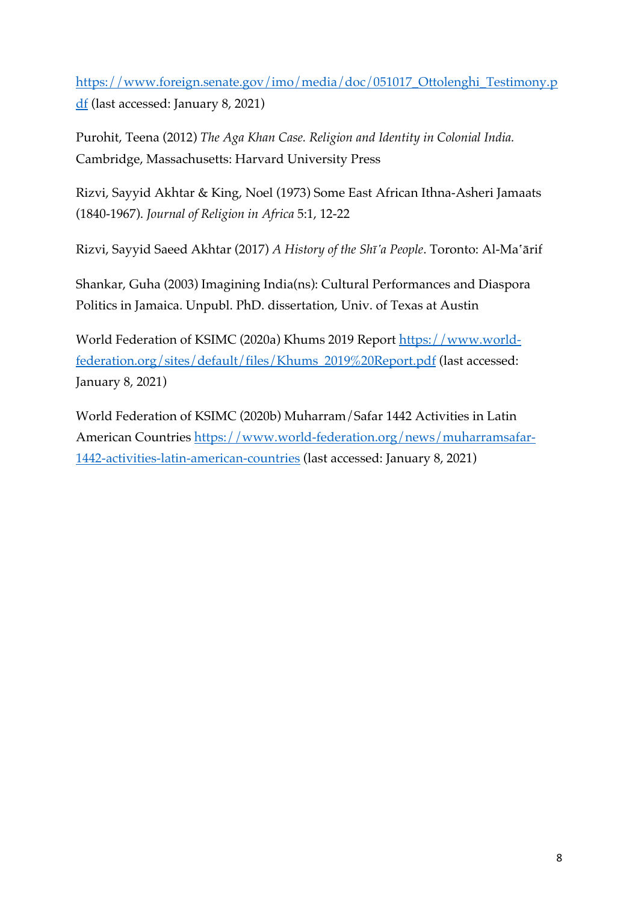https://www.foreign.senate.gov/imo/media/doc/051017_Ottolenghi_Testimony.pdf (last accessed: January 8, 2021)

Purohit, Teena (2012) *The Aga Khan Case. Religion and Identity in Colonial India.* Cambridge, Massachusetts: Harvard University Press

Rizvi, Sayyid Akhtar & King, Noel (1973) Some East African Ithna-Asheri Jamaats (1840-1967). *Journal of Religion in Africa* 5:1, 12-22

Rizvi, Sayyid Saeed Akhtar (2017) *A History of the Shīʿa People*. Toronto: Al-Maʿārif

Shankar, Guha (2003) Imagining India(ns): Cultural Performances and Diaspora Politics in Jamaica. Unpubl. PhD. dissertation, Univ. of Texas at Austin

World Federation of KSIMC (2020a) Khums 2019 Report https://www.world-federation.org/sites/default/files/Khums_2019%20Report.pdf (last accessed: January 8, 2021)

World Federation of KSIMC (2020b) Muharram/Safar 1442 Activities in Latin American Countries https://www.world-federation.org/news/muharramsafar-1442-activities-latin-american-countries (last accessed: January 8, 2021)